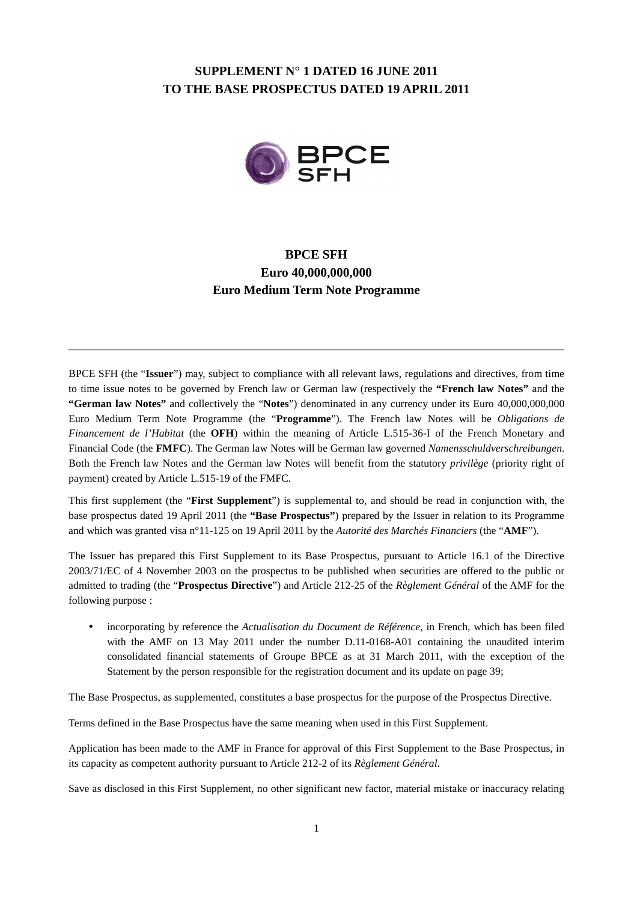**SUPPLEMENT N° 1 DATED 16 JUNE 2011**
**TO THE BASE PROSPECTUS DATED 19 APRIL 2011**

# BPCE SFH
## Euro 40,000,000,000
## Euro Medium Term Note Programme

---

BPCE SFH (the "**Issuer**") may, subject to compliance with all relevant laws, regulations and directives, from time to time issue notes to be governed by French law or German law (respectively the **"French law Notes"** and the **"German law Notes"** and collectively the "**Notes**") denominated in any currency under its Euro 40,000,000,000 Euro Medium Term Note Programme (the "**Programme**"). The French law Notes will be *Obligations de Financement de l'Habitat* (the **OFH**) within the meaning of Article L.515-36-I of the French Monetary and Financial Code (the **FMFC**). The German law Notes will be German law governed *Namensschuldverschreibungen*. Both the French law Notes and the German law Notes will benefit from the statutory *privilège* (priority right of payment) created by Article L.515-19 of the FMFC.

This first supplement (the "**First Supplement**") is supplemental to, and should be read in conjunction with, the base prospectus dated 19 April 2011 (the **"Base Prospectus"**) prepared by the Issuer in relation to its Programme and which was granted visa n°11-125 on 19 April 2011 by the *Autorité des Marchés Financiers* (the "**AMF**").

The Issuer has prepared this First Supplement to its Base Prospectus, pursuant to Article 16.1 of the Directive 2003/71/EC of 4 November 2003 on the prospectus to be published when securities are offered to the public or admitted to trading (the "**Prospectus Directive**") and Article 212-25 of the *Règlement Général* of the AMF for the following purpose :

- incorporating by reference the *Actualisation du Document de Référence*, in French, which has been filed with the AMF on 13 May 2011 under the number D.11-0168-A01 containing the unaudited interim consolidated financial statements of Groupe BPCE as at 31 March 2011, with the exception of the Statement by the person responsible for the registration document and its update on page 39;

The Base Prospectus, as supplemented, constitutes a base prospectus for the purpose of the Prospectus Directive.

Terms defined in the Base Prospectus have the same meaning when used in this First Supplement.

Application has been made to the AMF in France for approval of this First Supplement to the Base Prospectus, in its capacity as competent authority pursuant to Article 212-2 of its *Règlement Général*.

Save as disclosed in this First Supplement, no other significant new factor, material mistake or inaccuracy relating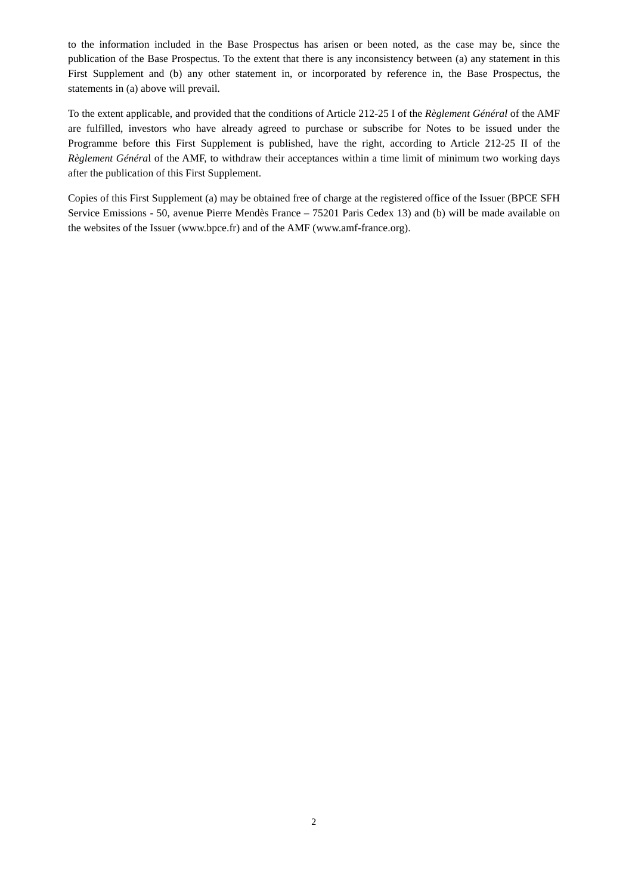to the information included in the Base Prospectus has arisen or been noted, as the case may be, since the publication of the Base Prospectus. To the extent that there is any inconsistency between (a) any statement in this First Supplement and (b) any other statement in, or incorporated by reference in, the Base Prospectus, the statements in (a) above will prevail.

To the extent applicable, and provided that the conditions of Article 212-25 I of the *Règlement Général* of the AMF are fulfilled, investors who have already agreed to purchase or subscribe for Notes to be issued under the Programme before this First Supplement is published, have the right, according to Article 212-25 II of the *Règlement Général* of the AMF, to withdraw their acceptances within a time limit of minimum two working days after the publication of this First Supplement.

Copies of this First Supplement (a) may be obtained free of charge at the registered office of the Issuer (BPCE SFH Service Emissions - 50, avenue Pierre Mendès France – 75201 Paris Cedex 13) and (b) will be made available on the websites of the Issuer (www.bpce.fr) and of the AMF (www.amf-france.org).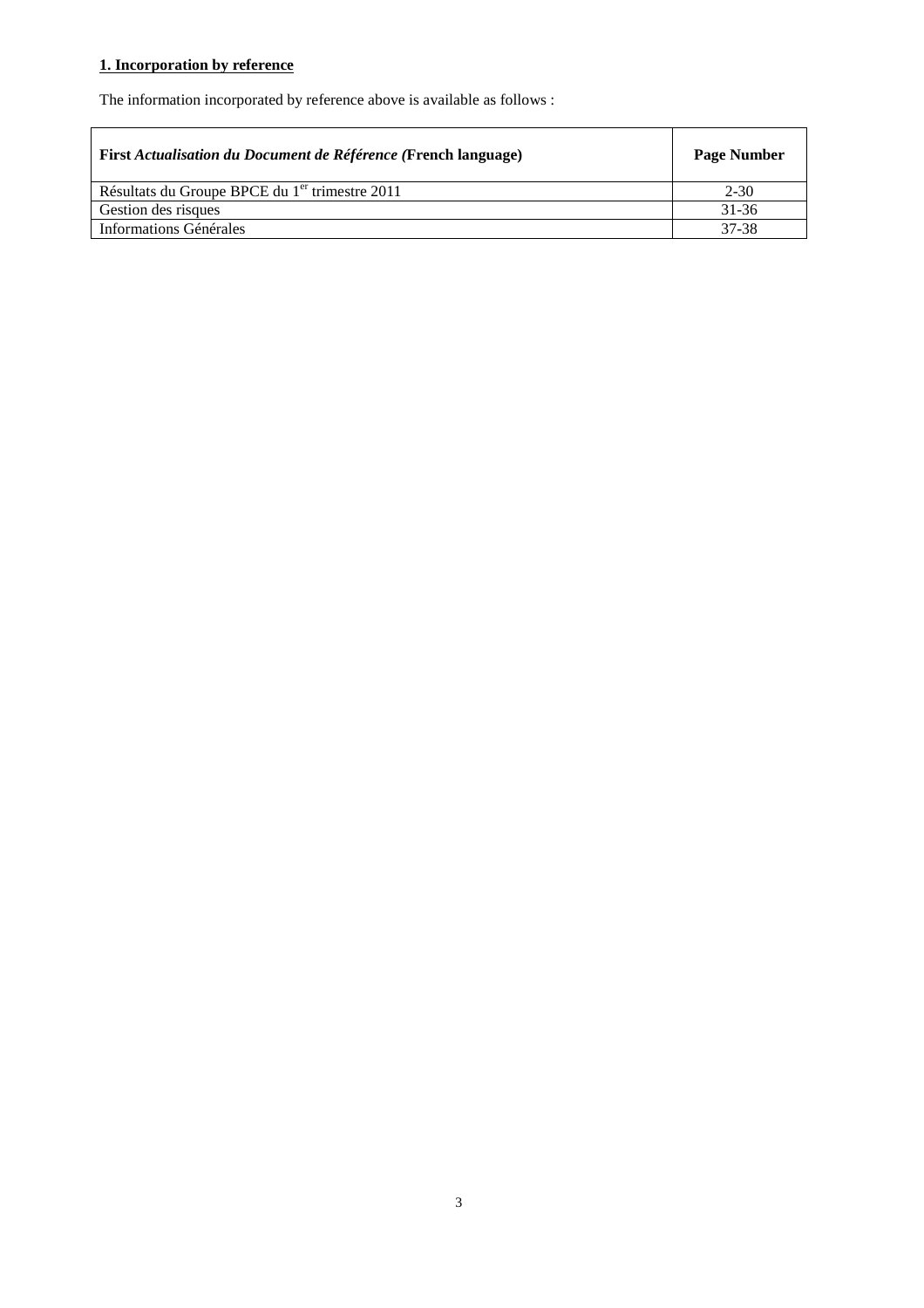**1. Incorporation by reference**

The information incorporated by reference above is available as follows :

| **First *Actualisation du Document de Référence (*French language)** | **Page Number** |
|---|---|
| Résultats du Groupe BPCE du 1er trimestre 2011 | 2-30 |
| Gestion des risques | 31-36 |
| Informations Générales | 37-38 |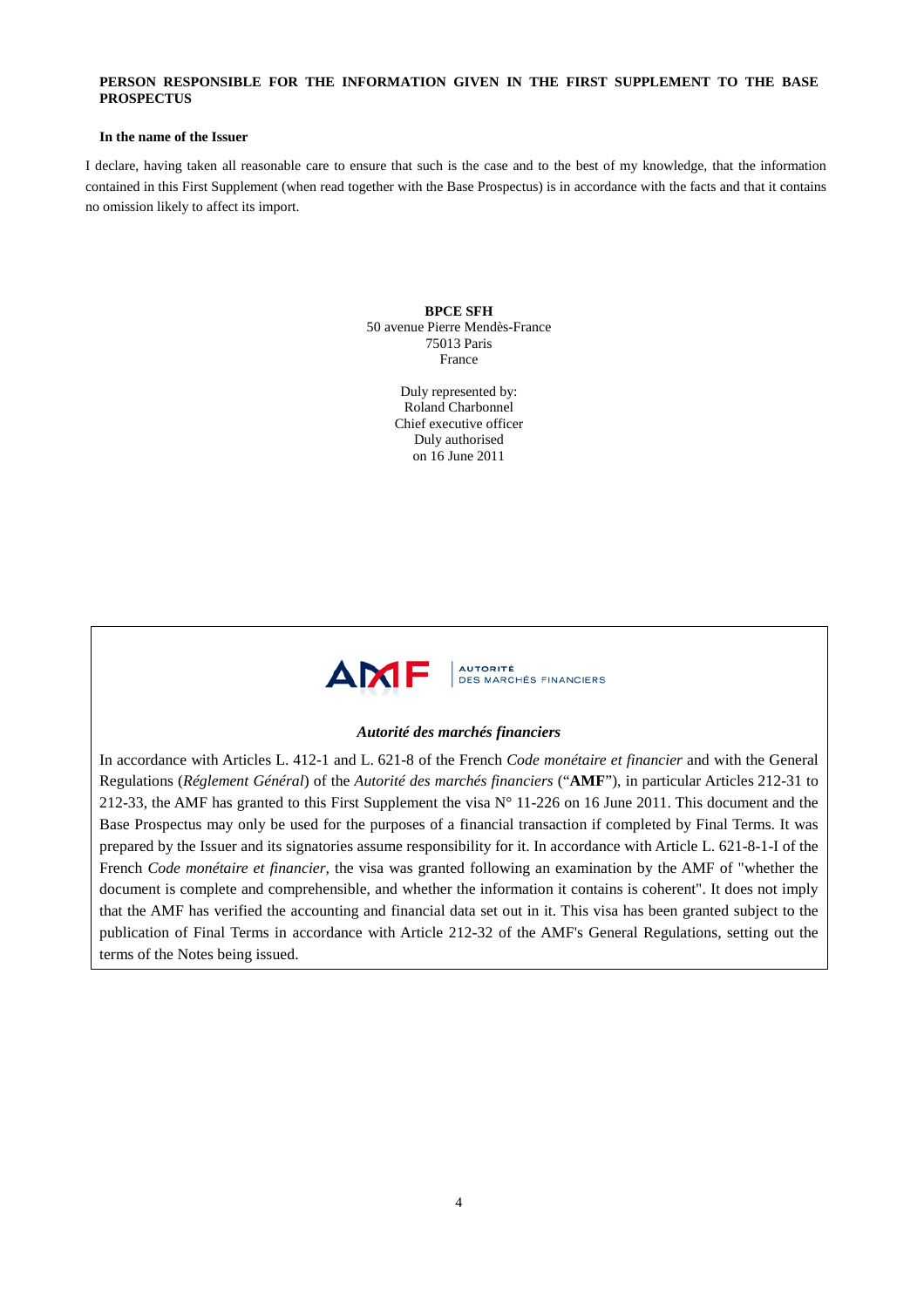**PERSON RESPONSIBLE FOR THE INFORMATION GIVEN IN THE FIRST SUPPLEMENT TO THE BASE PROSPECTUS**

**In the name of the Issuer**

I declare, having taken all reasonable care to ensure that such is the case and to the best of my knowledge, that the information contained in this First Supplement (when read together with the Base Prospectus) is in accordance with the facts and that it contains no omission likely to affect its import.

**BPCE SFH**
50 avenue Pierre Mendès-France
75013 Paris
France

Duly represented by:
Roland Charbonnel
Chief executive officer
Duly authorised
on 16 June 2011

AMF | AUTORITÉ DES MARCHÉS FINANCIERS

***Autorité des marchés financiers***

In accordance with Articles L. 412-1 and L. 621-8 of the French *Code monétaire et financier* and with the General Regulations (*Réglement Général*) of the *Autorité des marchés financiers* ("**AMF**"), in particular Articles 212-31 to 212-33, the AMF has granted to this First Supplement the visa N° 11-226 on 16 June 2011. This document and the Base Prospectus may only be used for the purposes of a financial transaction if completed by Final Terms. It was prepared by the Issuer and its signatories assume responsibility for it. In accordance with Article L. 621-8-1-I of the French *Code monétaire et financier*, the visa was granted following an examination by the AMF of "whether the document is complete and comprehensible, and whether the information it contains is coherent". It does not imply that the AMF has verified the accounting and financial data set out in it. This visa has been granted subject to the publication of Final Terms in accordance with Article 212-32 of the AMF's General Regulations, setting out the terms of the Notes being issued.